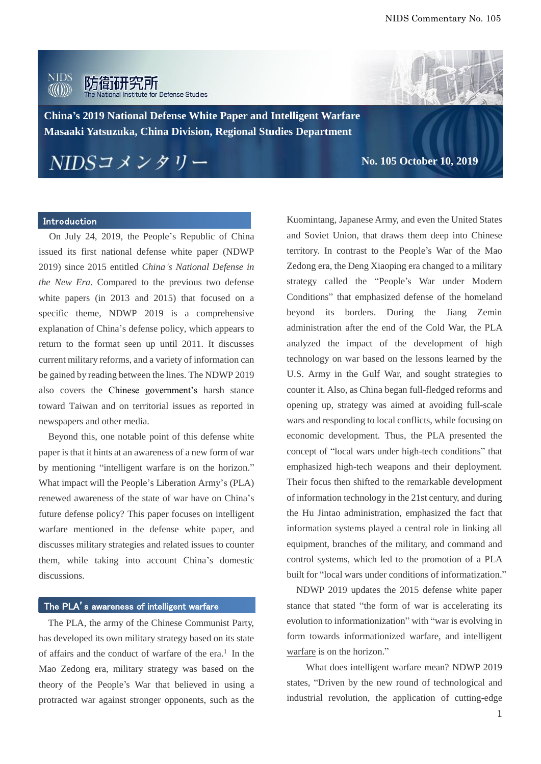防衛研究所
The National Institute for Defense Studies

# China's 2019 National Defense White Paper and Intelligent Warfare

**Masaaki Yatsuzuka, China Division, Regional Studies Department**

NIDSコメンタリー

**No. 105 October 10, 2019**

## Introduction

On July 24, 2019, the People's Republic of China issued its first national defense white paper (NDWP 2019) since 2015 entitled *China's National Defense in the New Era*. Compared to the previous two defense white papers (in 2013 and 2015) that focused on a specific theme, NDWP 2019 is a comprehensive explanation of China's defense policy, which appears to return to the format seen up until 2011. It discusses current military reforms, and a variety of information can be gained by reading between the lines. The NDWP 2019 also covers the Chinese government's harsh stance toward Taiwan and on territorial issues as reported in newspapers and other media.

Beyond this, one notable point of this defense white paper is that it hints at an awareness of a new form of war by mentioning "intelligent warfare is on the horizon." What impact will the People's Liberation Army's (PLA) renewed awareness of the state of war have on China's future defense policy? This paper focuses on intelligent warfare mentioned in the defense white paper, and discusses military strategies and related issues to counter them, while taking into account China's domestic discussions.

## The PLA's awareness of intelligent warfare

The PLA, the army of the Chinese Communist Party, has developed its own military strategy based on its state of affairs and the conduct of warfare of the era.[1] In the Mao Zedong era, military strategy was based on the theory of the People's War that believed in using a protracted war against stronger opponents, such as the Kuomintang, Japanese Army, and even the United States and Soviet Union, that draws them deep into Chinese territory. In contrast to the People's War of the Mao Zedong era, the Deng Xiaoping era changed to a military strategy called the "People's War under Modern Conditions" that emphasized defense of the homeland beyond its borders. During the Jiang Zemin administration after the end of the Cold War, the PLA analyzed the impact of the development of high technology on war based on the lessons learned by the U.S. Army in the Gulf War, and sought strategies to counter it. Also, as China began full-fledged reforms and opening up, strategy was aimed at avoiding full-scale wars and responding to local conflicts, while focusing on economic development. Thus, the PLA presented the concept of "local wars under high-tech conditions" that emphasized high-tech weapons and their deployment. Their focus then shifted to the remarkable development of information technology in the 21st century, and during the Hu Jintao administration, emphasized the fact that information systems played a central role in linking all equipment, branches of the military, and command and control systems, which led to the promotion of a PLA built for "local wars under conditions of informatization."

NDWP 2019 updates the 2015 defense white paper stance that stated "the form of war is accelerating its evolution to informationization" with "war is evolving in form towards informationized warfare, and intelligent warfare is on the horizon."

What does intelligent warfare mean? NDWP 2019 states, "Driven by the new round of technological and industrial revolution, the application of cutting-edge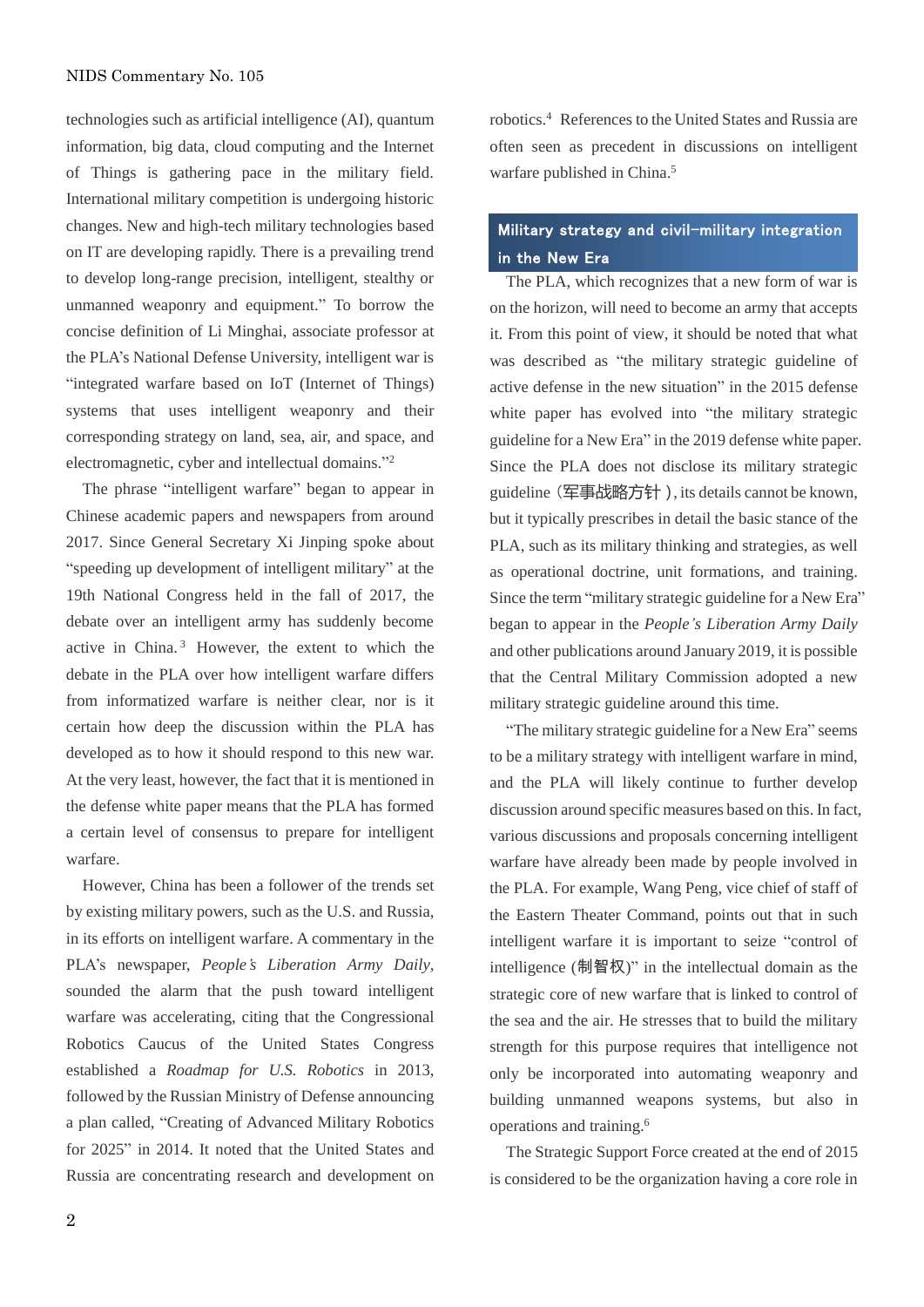technologies such as artificial intelligence (AI), quantum information, big data, cloud computing and the Internet of Things is gathering pace in the military field. International military competition is undergoing historic changes. New and high-tech military technologies based on IT are developing rapidly. There is a prevailing trend to develop long-range precision, intelligent, stealthy or unmanned weaponry and equipment." To borrow the concise definition of Li Minghai, associate professor at the PLA's National Defense University, intelligent war is "integrated warfare based on IoT (Internet of Things) systems that uses intelligent weaponry and their corresponding strategy on land, sea, air, and space, and electromagnetic, cyber and intellectual domains."[2]

The phrase "intelligent warfare" began to appear in Chinese academic papers and newspapers from around 2017. Since General Secretary Xi Jinping spoke about "speeding up development of intelligent military" at the 19th National Congress held in the fall of 2017, the debate over an intelligent army has suddenly become active in China.[3] However, the extent to which the debate in the PLA over how intelligent warfare differs from informatized warfare is neither clear, nor is it certain how deep the discussion within the PLA has developed as to how it should respond to this new war. At the very least, however, the fact that it is mentioned in the defense white paper means that the PLA has formed a certain level of consensus to prepare for intelligent warfare.

However, China has been a follower of the trends set by existing military powers, such as the U.S. and Russia, in its efforts on intelligent warfare. A commentary in the PLA's newspaper, *People's Liberation Army Daily*, sounded the alarm that the push toward intelligent warfare was accelerating, citing that the Congressional Robotics Caucus of the United States Congress established a *Roadmap for U.S. Robotics* in 2013, followed by the Russian Ministry of Defense announcing a plan called, "Creating of Advanced Military Robotics for 2025" in 2014. It noted that the United States and Russia are concentrating research and development on robotics.[4] References to the United States and Russia are often seen as precedent in discussions on intelligent warfare published in China.[5]

## Military strategy and civil–military integration in the New Era

The PLA, which recognizes that a new form of war is on the horizon, will need to become an army that accepts it. From this point of view, it should be noted that what was described as "the military strategic guideline of active defense in the new situation" in the 2015 defense white paper has evolved into "the military strategic guideline for a New Era" in the 2019 defense white paper. Since the PLA does not disclose its military strategic guideline (军事战略方针), its details cannot be known, but it typically prescribes in detail the basic stance of the PLA, such as its military thinking and strategies, as well as operational doctrine, unit formations, and training. Since the term "military strategic guideline for a New Era" began to appear in the *People's Liberation Army Daily* and other publications around January 2019, it is possible that the Central Military Commission adopted a new military strategic guideline around this time.

"The military strategic guideline for a New Era" seems to be a military strategy with intelligent warfare in mind, and the PLA will likely continue to further develop discussion around specific measures based on this. In fact, various discussions and proposals concerning intelligent warfare have already been made by people involved in the PLA. For example, Wang Peng, vice chief of staff of the Eastern Theater Command, points out that in such intelligent warfare it is important to seize "control of intelligence (制智权)" in the intellectual domain as the strategic core of new warfare that is linked to control of the sea and the air. He stresses that to build the military strength for this purpose requires that intelligence not only be incorporated into automating weaponry and building unmanned weapons systems, but also in operations and training.[6]

The Strategic Support Force created at the end of 2015 is considered to be the organization having a core role in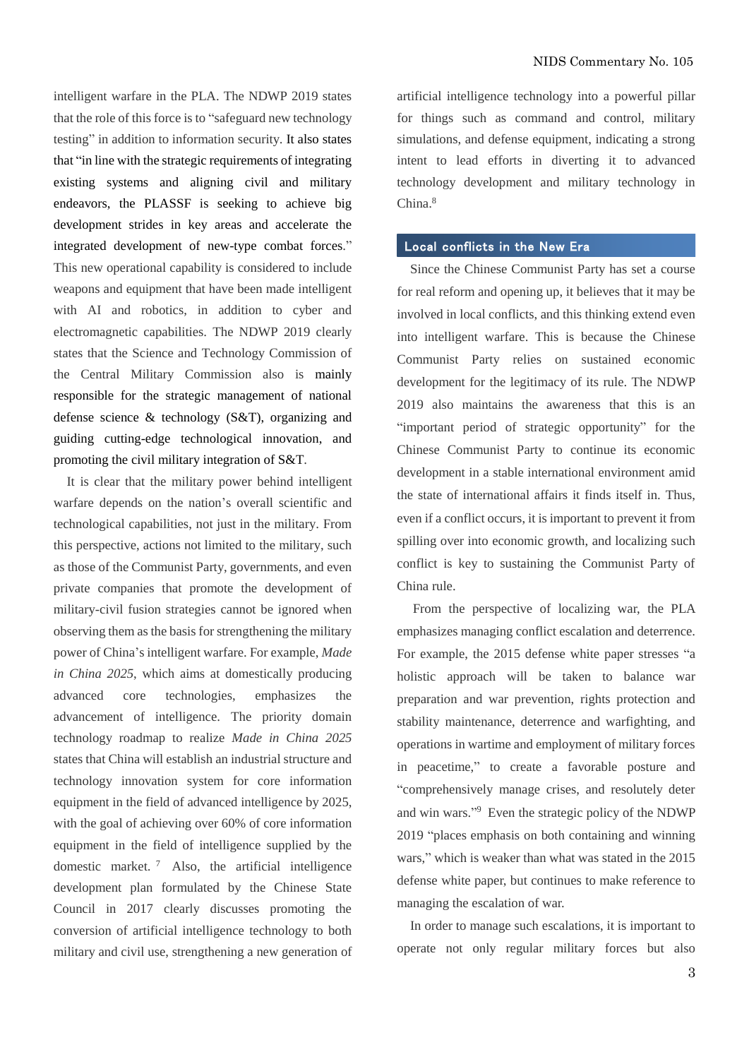intelligent warfare in the PLA. The NDWP 2019 states that the role of this force is to "safeguard new technology testing" in addition to information security. It also states that "in line with the strategic requirements of integrating existing systems and aligning civil and military endeavors, the PLASSF is seeking to achieve big development strides in key areas and accelerate the integrated development of new-type combat forces." This new operational capability is considered to include weapons and equipment that have been made intelligent with AI and robotics, in addition to cyber and electromagnetic capabilities. The NDWP 2019 clearly states that the Science and Technology Commission of the Central Military Commission also is mainly responsible for the strategic management of national defense science & technology (S&T), organizing and guiding cutting-edge technological innovation, and promoting the civil military integration of S&T.

It is clear that the military power behind intelligent warfare depends on the nation's overall scientific and technological capabilities, not just in the military. From this perspective, actions not limited to the military, such as those of the Communist Party, governments, and even private companies that promote the development of military-civil fusion strategies cannot be ignored when observing them as the basis for strengthening the military power of China's intelligent warfare. For example, *Made in China 2025*, which aims at domestically producing advanced core technologies, emphasizes the advancement of intelligence. The priority domain technology roadmap to realize *Made in China 2025* states that China will establish an industrial structure and technology innovation system for core information equipment in the field of advanced intelligence by 2025, with the goal of achieving over 60% of core information equipment in the field of intelligence supplied by the domestic market. [7] Also, the artificial intelligence development plan formulated by the Chinese State Council in 2017 clearly discusses promoting the conversion of artificial intelligence technology to both military and civil use, strengthening a new generation of artificial intelligence technology into a powerful pillar for things such as command and control, military simulations, and defense equipment, indicating a strong intent to lead efforts in diverting it to advanced technology development and military technology in China.[8]

## Local conflicts in the New Era

Since the Chinese Communist Party has set a course for real reform and opening up, it believes that it may be involved in local conflicts, and this thinking extend even into intelligent warfare. This is because the Chinese Communist Party relies on sustained economic development for the legitimacy of its rule. The NDWP 2019 also maintains the awareness that this is an "important period of strategic opportunity" for the Chinese Communist Party to continue its economic development in a stable international environment amid the state of international affairs it finds itself in. Thus, even if a conflict occurs, it is important to prevent it from spilling over into economic growth, and localizing such conflict is key to sustaining the Communist Party of China rule.

From the perspective of localizing war, the PLA emphasizes managing conflict escalation and deterrence. For example, the 2015 defense white paper stresses "a holistic approach will be taken to balance war preparation and war prevention, rights protection and stability maintenance, deterrence and warfighting, and operations in wartime and employment of military forces in peacetime," to create a favorable posture and "comprehensively manage crises, and resolutely deter and win wars."[9] Even the strategic policy of the NDWP 2019 "places emphasis on both containing and winning wars," which is weaker than what was stated in the 2015 defense white paper, but continues to make reference to managing the escalation of war.

In order to manage such escalations, it is important to operate not only regular military forces but also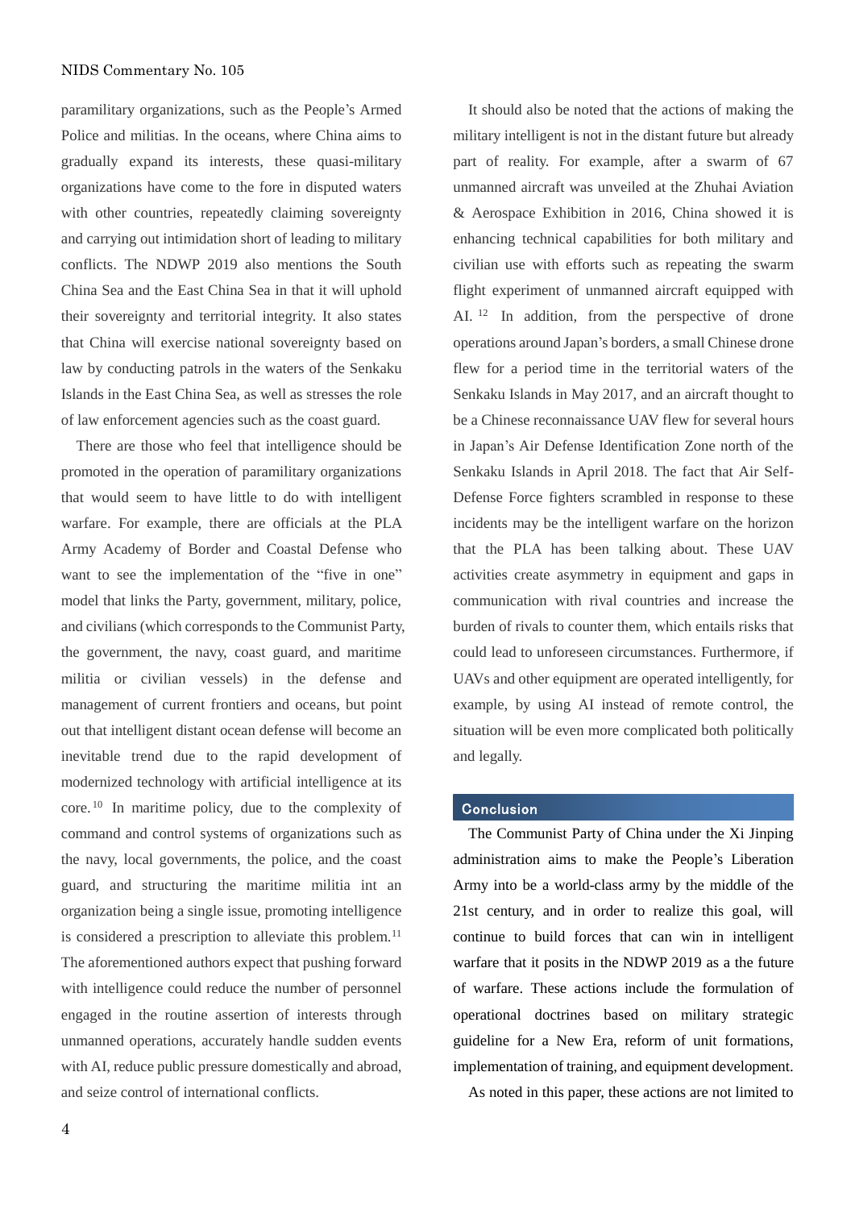paramilitary organizations, such as the People's Armed Police and militias. In the oceans, where China aims to gradually expand its interests, these quasi-military organizations have come to the fore in disputed waters with other countries, repeatedly claiming sovereignty and carrying out intimidation short of leading to military conflicts. The NDWP 2019 also mentions the South China Sea and the East China Sea in that it will uphold their sovereignty and territorial integrity. It also states that China will exercise national sovereignty based on law by conducting patrols in the waters of the Senkaku Islands in the East China Sea, as well as stresses the role of law enforcement agencies such as the coast guard.

There are those who feel that intelligence should be promoted in the operation of paramilitary organizations that would seem to have little to do with intelligent warfare. For example, there are officials at the PLA Army Academy of Border and Coastal Defense who want to see the implementation of the "five in one" model that links the Party, government, military, police, and civilians (which corresponds to the Communist Party, the government, the navy, coast guard, and maritime militia or civilian vessels) in the defense and management of current frontiers and oceans, but point out that intelligent distant ocean defense will become an inevitable trend due to the rapid development of modernized technology with artificial intelligence at its core.[10] In maritime policy, due to the complexity of command and control systems of organizations such as the navy, local governments, the police, and the coast guard, and structuring the maritime militia int an organization being a single issue, promoting intelligence is considered a prescription to alleviate this problem.[11] The aforementioned authors expect that pushing forward with intelligence could reduce the number of personnel engaged in the routine assertion of interests through unmanned operations, accurately handle sudden events with AI, reduce public pressure domestically and abroad, and seize control of international conflicts.

It should also be noted that the actions of making the military intelligent is not in the distant future but already part of reality. For example, after a swarm of 67 unmanned aircraft was unveiled at the Zhuhai Aviation & Aerospace Exhibition in 2016, China showed it is enhancing technical capabilities for both military and civilian use with efforts such as repeating the swarm flight experiment of unmanned aircraft equipped with AI.[12] In addition, from the perspective of drone operations around Japan's borders, a small Chinese drone flew for a period time in the territorial waters of the Senkaku Islands in May 2017, and an aircraft thought to be a Chinese reconnaissance UAV flew for several hours in Japan's Air Defense Identification Zone north of the Senkaku Islands in April 2018. The fact that Air Self-Defense Force fighters scrambled in response to these incidents may be the intelligent warfare on the horizon that the PLA has been talking about. These UAV activities create asymmetry in equipment and gaps in communication with rival countries and increase the burden of rivals to counter them, which entails risks that could lead to unforeseen circumstances. Furthermore, if UAVs and other equipment are operated intelligently, for example, by using AI instead of remote control, the situation will be even more complicated both politically and legally.

## Conclusion

The Communist Party of China under the Xi Jinping administration aims to make the People's Liberation Army into be a world-class army by the middle of the 21st century, and in order to realize this goal, will continue to build forces that can win in intelligent warfare that it posits in the NDWP 2019 as a the future of warfare. These actions include the formulation of operational doctrines based on military strategic guideline for a New Era, reform of unit formations, implementation of training, and equipment development.

As noted in this paper, these actions are not limited to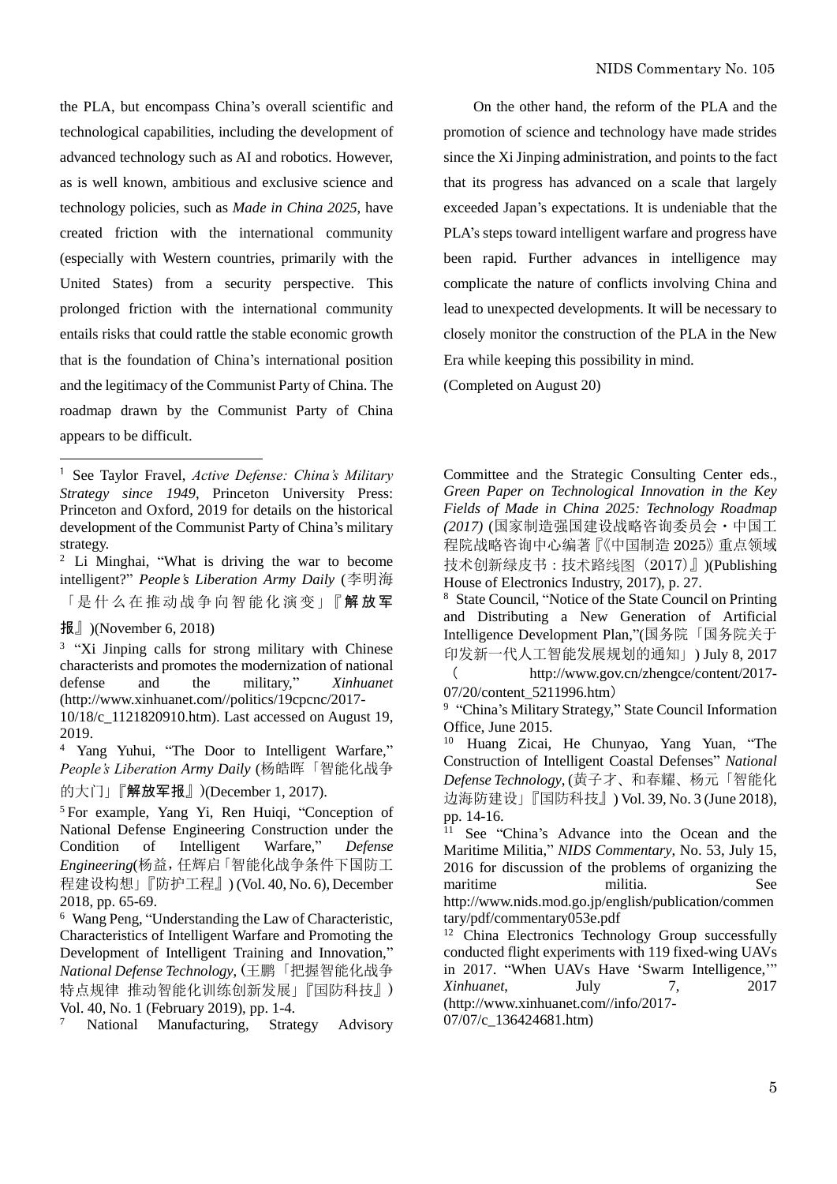the PLA, but encompass China's overall scientific and technological capabilities, including the development of advanced technology such as AI and robotics. However, as is well known, ambitious and exclusive science and technology policies, such as *Made in China 2025*, have created friction with the international community (especially with Western countries, primarily with the United States) from a security perspective. This prolonged friction with the international community entails risks that could rattle the stable economic growth that is the foundation of China's international position and the legitimacy of the Communist Party of China. The roadmap drawn by the Communist Party of China appears to be difficult.

On the other hand, the reform of the PLA and the promotion of science and technology have made strides since the Xi Jinping administration, and points to the fact that its progress has advanced on a scale that largely exceeded Japan's expectations. It is undeniable that the PLA's steps toward intelligent warfare and progress have been rapid. Further advances in intelligence may complicate the nature of conflicts involving China and lead to unexpected developments. It will be necessary to closely monitor the construction of the PLA in the New Era while keeping this possibility in mind.

(Completed on August 20)

---

[1] See Taylor Fravel, *Active Defense: China's Military Strategy since 1949*, Princeton University Press: Princeton and Oxford, 2019 for details on the historical development of the Communist Party of China's military strategy.

[2] Li Minghai, "What is driving the war to become intelligent?" *People's Liberation Army Daily* (李明海「是什么在推动战争向智能化演变」『**解放军报**』)(November 6, 2018)

[3] "Xi Jinping calls for strong military with Chinese characterists and promotes the modernization of national defense and the military," *Xinhuanet* (http://www.xinhuanet.com//politics/19cpcnc/2017-10/18/c_1121820910.htm). Last accessed on August 19, 2019.

[4] Yang Yuhui, "The Door to Intelligent Warfare," *People's Liberation Army Daily* (杨皓晖「智能化战争的大门」『**解放军报**』)(December 1, 2017).

[5] For example, Yang Yi, Ren Huiqi, "Conception of National Defense Engineering Construction under the Condition of Intelligent Warfare," *Defense Engineering*(杨益，任辉启「智能化战争条件下国防工程建设构想」『防护工程』) (Vol. 40, No. 6), December 2018, pp. 65-69.

[6] Wang Peng, "Understanding the Law of Characteristic, Characteristics of Intelligent Warfare and Promoting the Development of Intelligent Training and Innovation," *National Defense Technology*, (王鹏「把握智能化战争特点规律 推动智能化训练创新发展」『国防科技』) Vol. 40, No. 1 (February 2019), pp. 1-4.

[7] National Manufacturing, Strategy Advisory Committee and the Strategic Consulting Center eds., *Green Paper on Technological Innovation in the Key Fields of Made in China 2025: Technology Roadmap (2017)* (国家制造强国建设战略咨询委员会・中国工程院战略咨询中心编著『《中国制造 2025》重点领域技术创新绿皮书：技术路线图（2017）』)(Publishing House of Electronics Industry, 2017), p. 27.

[8] State Council, "Notice of the State Council on Printing and Distributing a New Generation of Artificial Intelligence Development Plan,"(国务院「国务院关于印发新一代人工智能发展规划的通知」) July 8, 2017（http://www.gov.cn/zhengce/content/2017-07/20/content_5211996.htm）

[9] "China's Military Strategy," State Council Information Office, June 2015.

[10] Huang Zicai, He Chunyao, Yang Yuan, "The Construction of Intelligent Coastal Defenses" *National Defense Technology*, (黄子才、和春耀、杨元「智能化边海防建设」『国防科技』) Vol. 39, No. 3 (June 2018), pp. 14-16.

[11] See "China's Advance into the Ocean and the Maritime Militia," *NIDS Commentary*, No. 53, July 15, 2016 for discussion of the problems of organizing the maritime militia. See http://www.nids.mod.go.jp/english/publication/commentary/pdf/commentary053e.pdf

[12] China Electronics Technology Group successfully conducted flight experiments with 119 fixed-wing UAVs in 2017. "When UAVs Have 'Swarm Intelligence,'" *Xinhuanet*, July 7, 2017 (http://www.xinhuanet.com//info/2017-07/07/c_136424681.htm)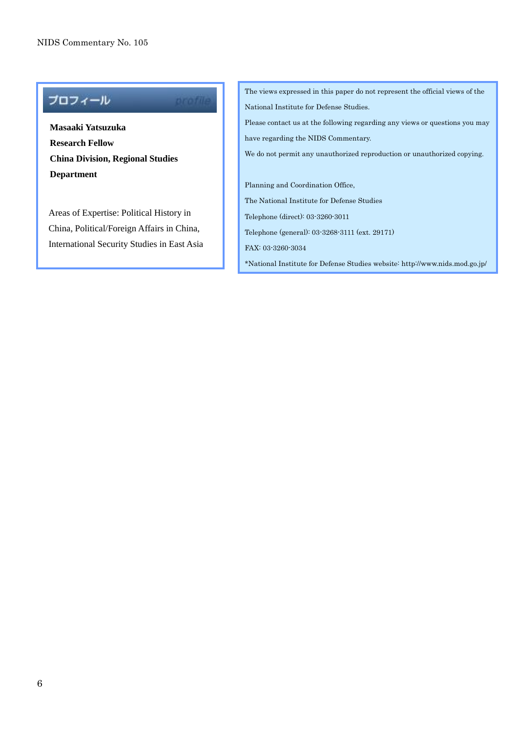プロフィール profile

**Masaaki Yatsuzuka**
**Research Fellow**
**China Division, Regional Studies Department**

Areas of Expertise: Political History in China, Political/Foreign Affairs in China, International Security Studies in East Asia

The views expressed in this paper do not represent the official views of the National Institute for Defense Studies.

Please contact us at the following regarding any views or questions you may have regarding the NIDS Commentary.

We do not permit any unauthorized reproduction or unauthorized copying.

Planning and Coordination Office,
The National Institute for Defense Studies
Telephone (direct): 03-3260-3011
Telephone (general): 03-3268-3111 (ext. 29171)
FAX: 03-3260-3034
*National Institute for Defense Studies website: http://www.nids.mod.go.jp/